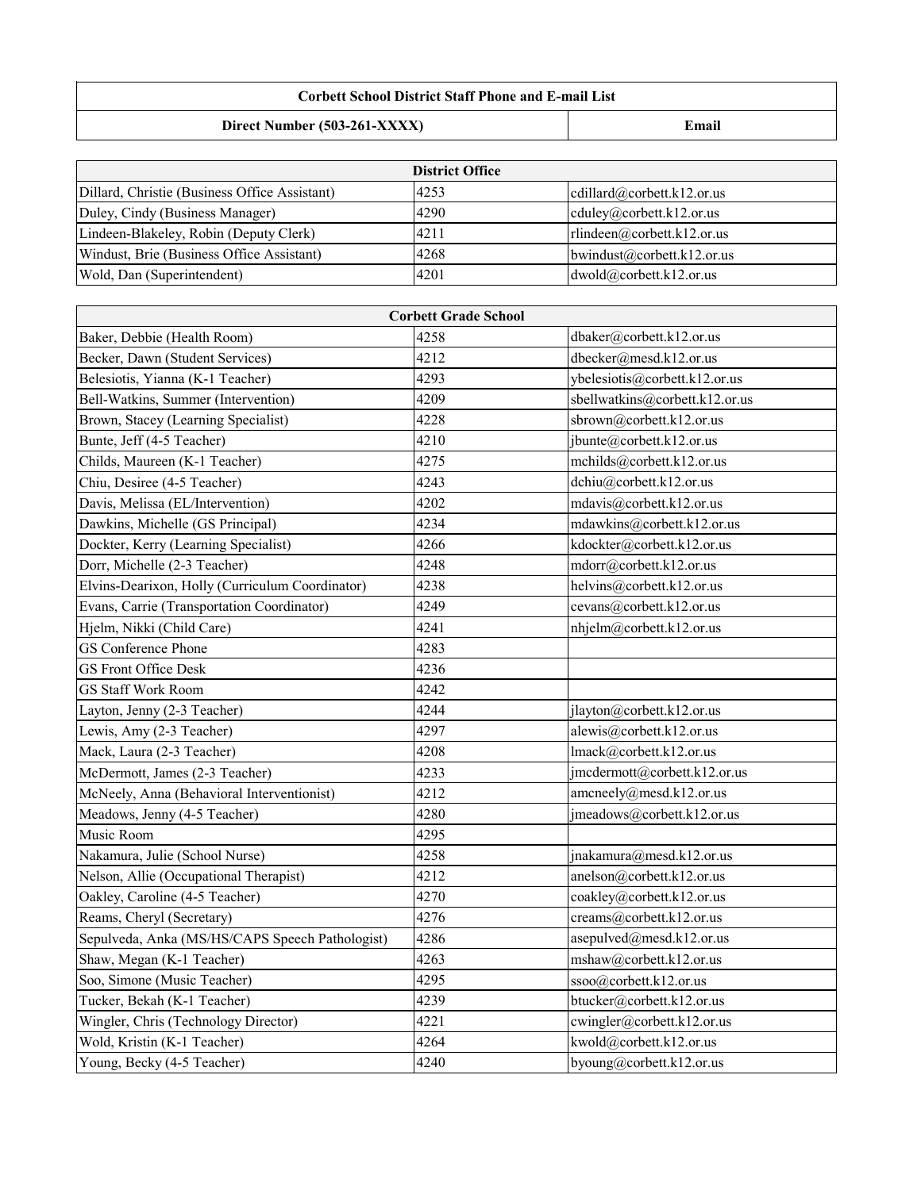| Corbett School District Staff Phone and E-mail List | |
|---|---|
| **Direct Number (503-261-XXXX)** | **Email** |

**District Office**

| | | |
|---|---|---|
| Dillard, Christie (Business Office Assistant) | 4253 | cdillard@corbett.k12.or.us |
| Duley, Cindy (Business Manager) | 4290 | cduley@corbett.k12.or.us |
| Lindeen-Blakeley, Robin (Deputy Clerk) | 4211 | rlindeen@corbett.k12.or.us |
| Windust, Brie (Business Office Assistant) | 4268 | bwindust@corbett.k12.or.us |
| Wold, Dan (Superintendent) | 4201 | dwold@corbett.k12.or.us |

**Corbett Grade School**

| | | |
|---|---|---|
| Baker, Debbie (Health Room) | 4258 | dbaker@corbett.k12.or.us |
| Becker, Dawn (Student Services) | 4212 | dbecker@mesd.k12.or.us |
| Belesiotis, Yianna (K-1 Teacher) | 4293 | ybelesiotis@corbett.k12.or.us |
| Bell-Watkins, Summer (Intervention) | 4209 | sbellwatkins@corbett.k12.or.us |
| Brown, Stacey (Learning Specialist) | 4228 | sbrown@corbett.k12.or.us |
| Bunte, Jeff (4-5 Teacher) | 4210 | jbunte@corbett.k12.or.us |
| Childs, Maureen (K-1 Teacher) | 4275 | mchilds@corbett.k12.or.us |
| Chiu, Desiree (4-5 Teacher) | 4243 | dchiu@corbett.k12.or.us |
| Davis, Melissa (EL/Intervention) | 4202 | mdavis@corbett.k12.or.us |
| Dawkins, Michelle (GS Principal) | 4234 | mdawkins@corbett.k12.or.us |
| Dockter, Kerry (Learning Specialist) | 4266 | kdockter@corbett.k12.or.us |
| Dorr, Michelle (2-3 Teacher) | 4248 | mdorr@corbett.k12.or.us |
| Elvins-Dearixon, Holly (Curriculum Coordinator) | 4238 | helvins@corbett.k12.or.us |
| Evans, Carrie (Transportation Coordinator) | 4249 | cevans@corbett.k12.or.us |
| Hjelm, Nikki (Child Care) | 4241 | nhjelm@corbett.k12.or.us |
| GS Conference Phone | 4283 | |
| GS Front Office Desk | 4236 | |
| GS Staff Work Room | 4242 | |
| Layton, Jenny (2-3 Teacher) | 4244 | jlayton@corbett.k12.or.us |
| Lewis, Amy (2-3 Teacher) | 4297 | alewis@corbett.k12.or.us |
| Mack, Laura (2-3 Teacher) | 4208 | lmack@corbett.k12.or.us |
| McDermott, James (2-3 Teacher) | 4233 | jmcdermott@corbett.k12.or.us |
| McNeely, Anna (Behavioral Interventionist) | 4212 | amcneely@mesd.k12.or.us |
| Meadows, Jenny (4-5 Teacher) | 4280 | jmeadows@corbett.k12.or.us |
| Music Room | 4295 | |
| Nakamura, Julie (School Nurse) | 4258 | jnakamura@mesd.k12.or.us |
| Nelson, Allie (Occupational Therapist) | 4212 | anelson@corbett.k12.or.us |
| Oakley, Caroline (4-5 Teacher) | 4270 | coakley@corbett.k12.or.us |
| Reams, Cheryl (Secretary) | 4276 | creams@corbett.k12.or.us |
| Sepulveda, Anka (MS/HS/CAPS Speech Pathologist) | 4286 | asepulved@mesd.k12.or.us |
| Shaw, Megan (K-1 Teacher) | 4263 | mshaw@corbett.k12.or.us |
| Soo, Simone (Music Teacher) | 4295 | ssoo@corbett.k12.or.us |
| Tucker, Bekah (K-1 Teacher) | 4239 | btucker@corbett.k12.or.us |
| Wingler, Chris (Technology Director) | 4221 | cwingler@corbett.k12.or.us |
| Wold, Kristin (K-1 Teacher) | 4264 | kwold@corbett.k12.or.us |
| Young, Becky (4-5 Teacher) | 4240 | byoung@corbett.k12.or.us |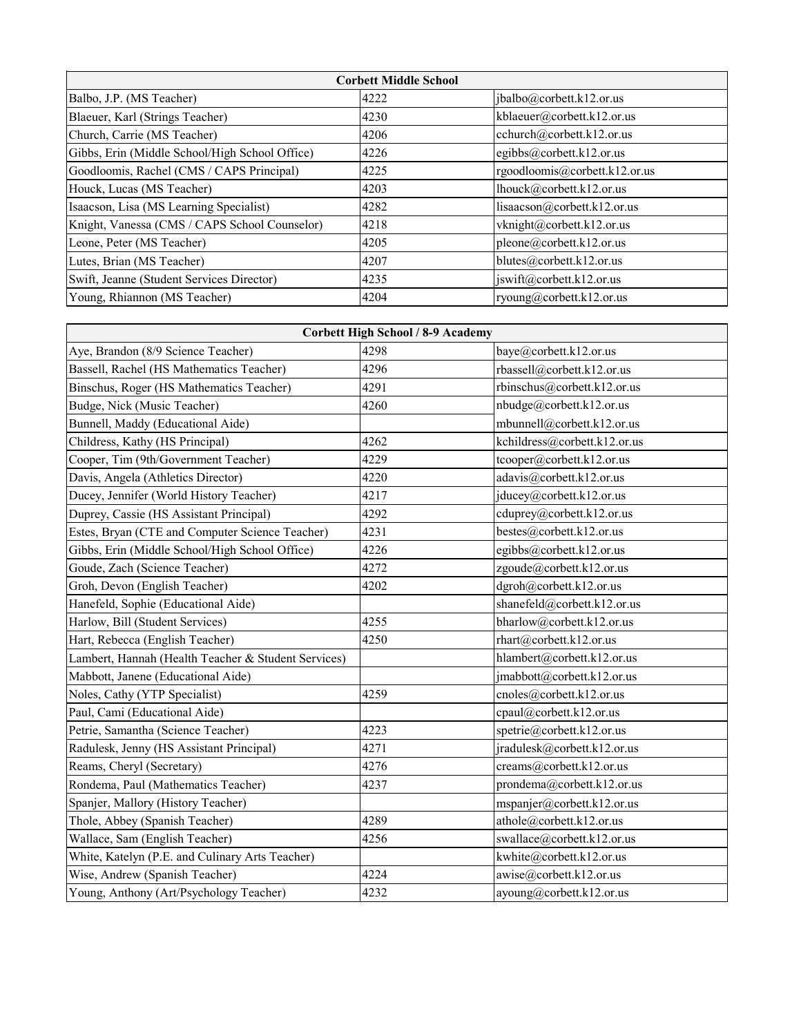| Corbett Middle School | | |
|---|---|---|
| Balbo, J.P. (MS Teacher) | 4222 | jbalbo@corbett.k12.or.us |
| Blaeuer, Karl (Strings Teacher) | 4230 | kblaeuer@corbett.k12.or.us |
| Church, Carrie (MS Teacher) | 4206 | cchurch@corbett.k12.or.us |
| Gibbs, Erin (Middle School/High School Office) | 4226 | egibbs@corbett.k12.or.us |
| Goodloomis, Rachel (CMS / CAPS Principal) | 4225 | rgoodloomis@corbett.k12.or.us |
| Houck, Lucas (MS Teacher) | 4203 | lhouck@corbett.k12.or.us |
| Isaacson, Lisa (MS Learning Specialist) | 4282 | lisaacson@corbett.k12.or.us |
| Knight, Vanessa (CMS / CAPS School Counselor) | 4218 | vknight@corbett.k12.or.us |
| Leone, Peter (MS Teacher) | 4205 | pleone@corbett.k12.or.us |
| Lutes, Brian (MS Teacher) | 4207 | blutes@corbett.k12.or.us |
| Swift, Jeanne (Student Services Director) | 4235 | jswift@corbett.k12.or.us |
| Young, Rhiannon (MS Teacher) | 4204 | ryoung@corbett.k12.or.us |

| Corbett High School / 8-9 Academy | | |
|---|---|---|
| Aye, Brandon (8/9 Science Teacher) | 4298 | baye@corbett.k12.or.us |
| Bassell, Rachel (HS Mathematics Teacher) | 4296 | rbassell@corbett.k12.or.us |
| Binschus, Roger (HS Mathematics Teacher) | 4291 | rbinschus@corbett.k12.or.us |
| Budge, Nick (Music Teacher) | 4260 | nbudge@corbett.k12.or.us |
| Bunnell, Maddy (Educational Aide) | | mbunnell@corbett.k12.or.us |
| Childress, Kathy (HS Principal) | 4262 | kchildress@corbett.k12.or.us |
| Cooper, Tim (9th/Government Teacher) | 4229 | tcooper@corbett.k12.or.us |
| Davis, Angela (Athletics Director) | 4220 | adavis@corbett.k12.or.us |
| Ducey, Jennifer (World History Teacher) | 4217 | jducey@corbett.k12.or.us |
| Duprey, Cassie (HS Assistant Principal) | 4292 | cduprey@corbett.k12.or.us |
| Estes, Bryan (CTE and Computer Science Teacher) | 4231 | bestes@corbett.k12.or.us |
| Gibbs, Erin (Middle School/High School Office) | 4226 | egibbs@corbett.k12.or.us |
| Goude, Zach (Science Teacher) | 4272 | zgoude@corbett.k12.or.us |
| Groh, Devon (English Teacher) | 4202 | dgroh@corbett.k12.or.us |
| Hanefeld, Sophie (Educational Aide) | | shanefeld@corbett.k12.or.us |
| Harlow, Bill (Student Services) | 4255 | bharlow@corbett.k12.or.us |
| Hart, Rebecca (English Teacher) | 4250 | rhart@corbett.k12.or.us |
| Lambert, Hannah (Health Teacher & Student Services) | | hlambert@corbett.k12.or.us |
| Mabbott, Janene (Educational Aide) | | jmabbott@corbett.k12.or.us |
| Noles, Cathy (YTP Specialist) | 4259 | cnoles@corbett.k12.or.us |
| Paul, Cami (Educational Aide) | | cpaul@corbett.k12.or.us |
| Petrie, Samantha (Science Teacher) | 4223 | spetrie@corbett.k12.or.us |
| Radulesk, Jenny (HS Assistant Principal) | 4271 | jradulesk@corbett.k12.or.us |
| Reams, Cheryl (Secretary) | 4276 | creams@corbett.k12.or.us |
| Rondema, Paul (Mathematics Teacher) | 4237 | prondema@corbett.k12.or.us |
| Spanjer, Mallory (History Teacher) | | mspanjer@corbett.k12.or.us |
| Thole, Abbey (Spanish Teacher) | 4289 | athole@corbett.k12.or.us |
| Wallace, Sam (English Teacher) | 4256 | swallace@corbett.k12.or.us |
| White, Katelyn (P.E. and Culinary Arts Teacher) | | kwhite@corbett.k12.or.us |
| Wise, Andrew (Spanish Teacher) | 4224 | awise@corbett.k12.or.us |
| Young, Anthony (Art/Psychology Teacher) | 4232 | ayoung@corbett.k12.or.us |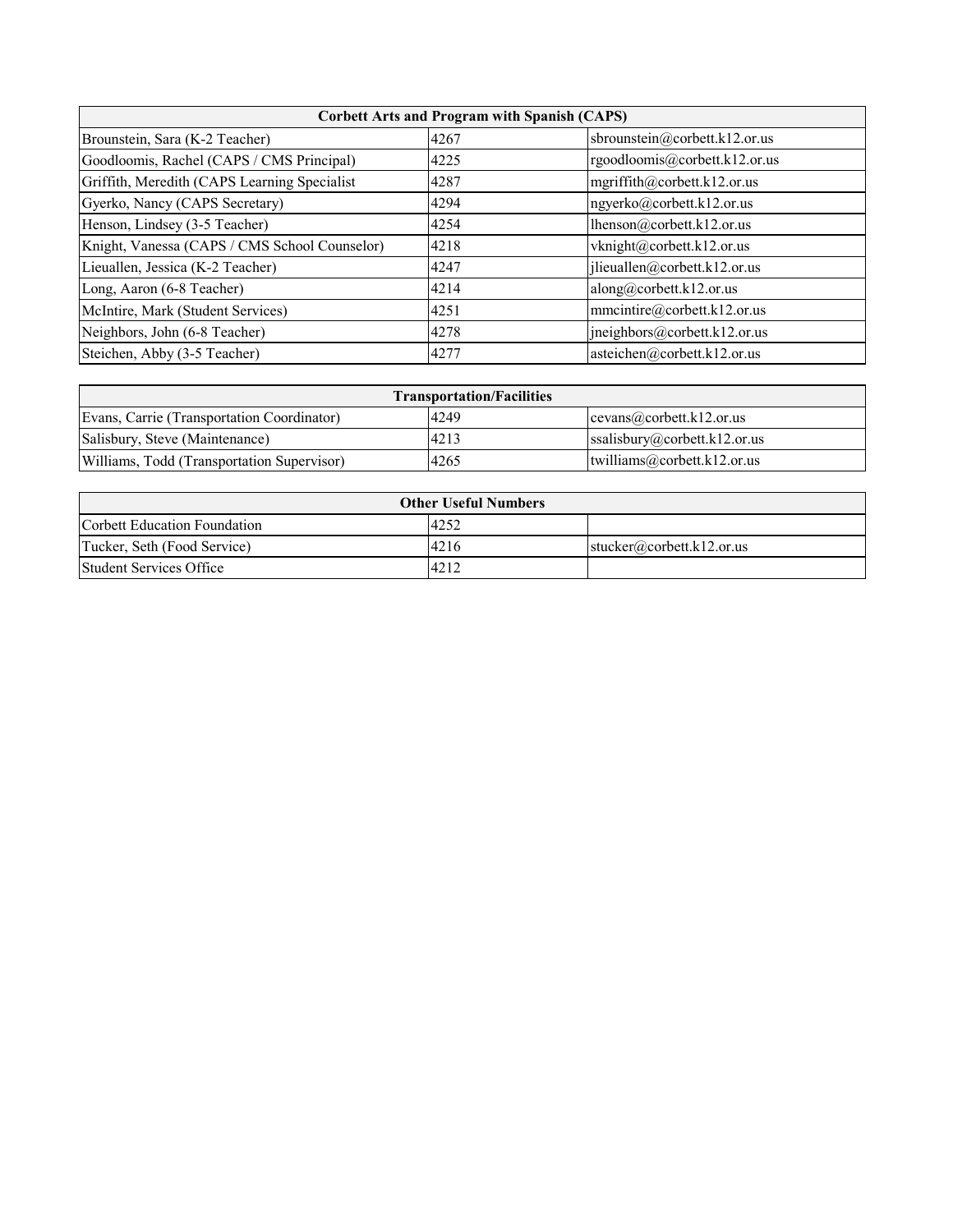| Corbett Arts and Program with Spanish (CAPS) | | |
|---|---|---|
| Brounstein, Sara (K-2 Teacher) | 4267 | sbrounstein@corbett.k12.or.us |
| Goodloomis, Rachel (CAPS / CMS Principal) | 4225 | rgoodloomis@corbett.k12.or.us |
| Griffith, Meredith (CAPS Learning Specialist | 4287 | mgriffith@corbett.k12.or.us |
| Gyerko, Nancy (CAPS Secretary) | 4294 | ngyerko@corbett.k12.or.us |
| Henson, Lindsey (3-5 Teacher) | 4254 | lhenson@corbett.k12.or.us |
| Knight, Vanessa (CAPS / CMS School Counselor) | 4218 | vknight@corbett.k12.or.us |
| Lieuallen, Jessica (K-2 Teacher) | 4247 | jlieuallen@corbett.k12.or.us |
| Long, Aaron (6-8 Teacher) | 4214 | along@corbett.k12.or.us |
| McIntire, Mark (Student Services) | 4251 | mmcintire@corbett.k12.or.us |
| Neighbors, John (6-8 Teacher) | 4278 | jneighbors@corbett.k12.or.us |
| Steichen, Abby (3-5 Teacher) | 4277 | asteichen@corbett.k12.or.us |

| Transportation/Facilities | | |
|---|---|---|
| Evans, Carrie (Transportation Coordinator) | 4249 | cevans@corbett.k12.or.us |
| Salisbury, Steve (Maintenance) | 4213 | ssalisbury@corbett.k12.or.us |
| Williams, Todd (Transportation Supervisor) | 4265 | twilliams@corbett.k12.or.us |

| Other Useful Numbers | | |
|---|---|---|
| Corbett Education Foundation | 4252 | |
| Tucker, Seth (Food Service) | 4216 | stucker@corbett.k12.or.us |
| Student Services Office | 4212 | |